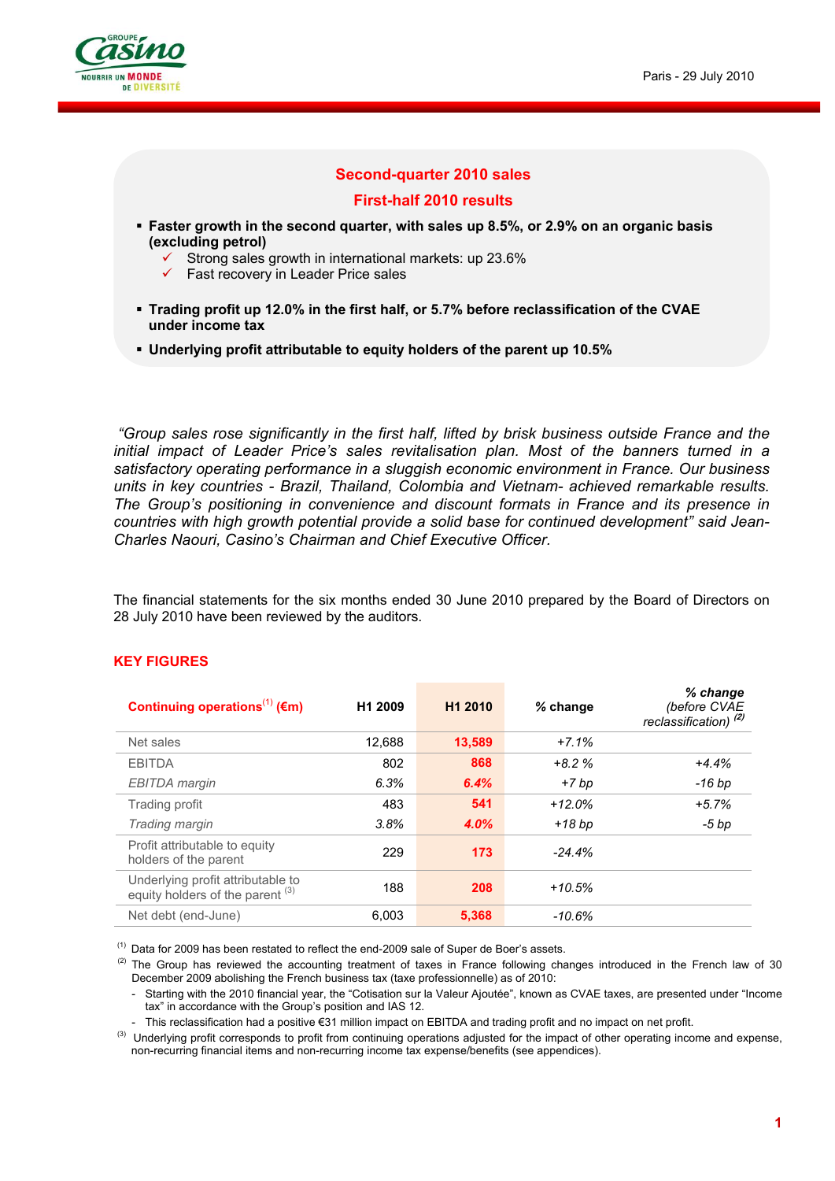Paris - 29 July 2010

## Second-quarter 2010 sales

## First-half 2010 results

- **Faster growth in the second quarter, with sales up 8.5%, or 2.9% on an organic basis (excluding petrol)**
  - ✓ Strong sales growth in international markets: up 23.6%
  - ✓ Fast recovery in Leader Price sales
- **Trading profit up 12.0% in the first half, or 5.7% before reclassification of the CVAE under income tax**
- **Underlying profit attributable to equity holders of the parent up 10.5%**

*"Group sales rose significantly in the first half, lifted by brisk business outside France and the initial impact of Leader Price's sales revitalisation plan. Most of the banners turned in a satisfactory operating performance in a sluggish economic environment in France. Our business units in key countries - Brazil, Thailand, Colombia and Vietnam- achieved remarkable results. The Group's positioning in convenience and discount formats in France and its presence in countries with high growth potential provide a solid base for continued development" said Jean-Charles Naouri, Casino's Chairman and Chief Executive Officer.*

The financial statements for the six months ended 30 June 2010 prepared by the Board of Directors on 28 July 2010 have been reviewed by the auditors.

## KEY FIGURES

| Continuing operations[1] (€m) | H1 2009 | H1 2010 | % change | % change (before CVAE reclassification) [2] |
|---|---|---|---|---|
| Net sales | 12,688 | **13,589** | *+7.1%* | |
| EBITDA | 802 | **868** | *+8.2 %* | *+4.4%* |
| *EBITDA margin* | *6.3%* | ***6.4%*** | *+7 bp* | *-16 bp* |
| Trading profit | 483 | **541** | *+12.0%* | *+5.7%* |
| *Trading margin* | *3.8%* | ***4.0%*** | *+18 bp* | *-5 bp* |
| Profit attributable to equity holders of the parent | 229 | **173** | *-24.4%* | |
| Underlying profit attributable to equity holders of the parent [3] | 188 | **208** | *+10.5%* | |
| Net debt (end-June) | 6,003 | **5,368** | *-10.6%* | |

[1] Data for 2009 has been restated to reflect the end-2009 sale of Super de Boer's assets.

[2] The Group has reviewed the accounting treatment of taxes in France following changes introduced in the French law of 30 December 2009 abolishing the French business tax (taxe professionnelle) as of 2010:

- Starting with the 2010 financial year, the "Cotisation sur la Valeur Ajoutée", known as CVAE taxes, are presented under "Income tax" in accordance with the Group's position and IAS 12.
- This reclassification had a positive €31 million impact on EBITDA and trading profit and no impact on net profit.

[3] Underlying profit corresponds to profit from continuing operations adjusted for the impact of other operating income and expense, non-recurring financial items and non-recurring income tax expense/benefits (see appendices).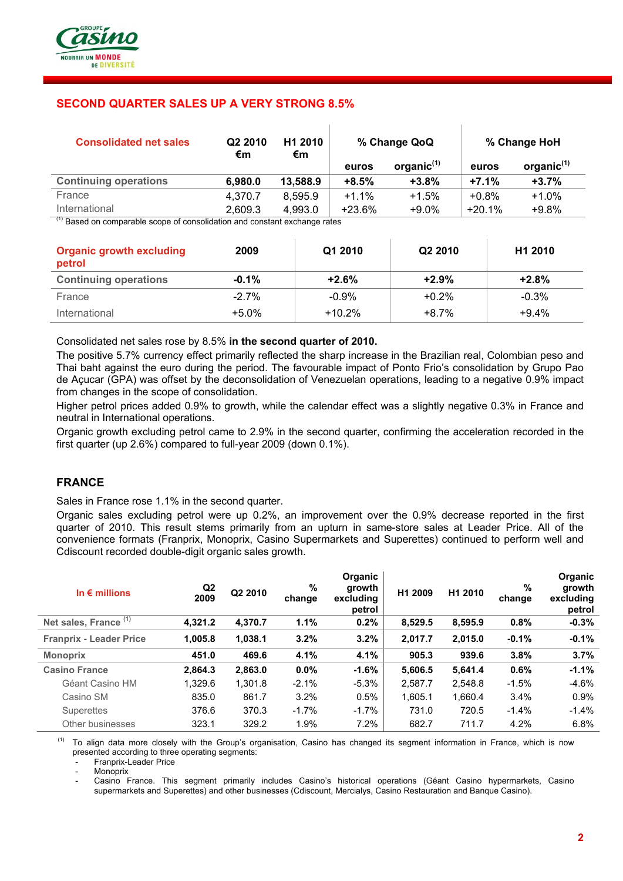## SECOND QUARTER SALES UP A VERY STRONG 8.5%

| Consolidated net sales | Q2 2010 €m | H1 2010 €m | % Change QoQ | | % Change HoH | |
|---|---|---|---|---|---|---|
| | | | euros | organic[1] | euros | organic[1] |
| **Continuing operations** | **6,980.0** | **13,588.9** | **+8.5%** | **+3.8%** | **+7.1%** | **+3.7%** |
| France | 4,370.7 | 8,595.9 | +1.1% | +1.5% | +0.8% | +1.0% |
| International | 2,609.3 | 4,993.0 | +23.6% | +9.0% | +20.1% | +9.8% |

[1] Based on comparable scope of consolidation and constant exchange rates

| Organic growth excluding petrol | 2009 | Q1 2010 | Q2 2010 | H1 2010 |
|---|---|---|---|---|
| **Continuing operations** | **-0.1%** | **+2.6%** | **+2.9%** | **+2.8%** |
| France | -2.7% | -0.9% | +0.2% | -0.3% |
| International | +5.0% | +10.2% | +8.7% | +9.4% |

Consolidated net sales rose by 8.5% **in the second quarter of 2010.**

The positive 5.7% currency effect primarily reflected the sharp increase in the Brazilian real, Colombian peso and Thai baht against the euro during the period. The favourable impact of Ponto Frio's consolidation by Grupo Pao de Açucar (GPA) was offset by the deconsolidation of Venezuelan operations, leading to a negative 0.9% impact from changes in the scope of consolidation.

Higher petrol prices added 0.9% to growth, while the calendar effect was a slightly negative 0.3% in France and neutral in International operations.

Organic growth excluding petrol came to 2.9% in the second quarter, confirming the acceleration recorded in the first quarter (up 2.6%) compared to full-year 2009 (down 0.1%).

## FRANCE

Sales in France rose 1.1% in the second quarter.

Organic sales excluding petrol were up 0.2%, an improvement over the 0.9% decrease reported in the first quarter of 2010. This result stems primarily from an upturn in same-store sales at Leader Price. All of the convenience formats (Franprix, Monoprix, Casino Supermarkets and Superettes) continued to perform well and Cdiscount recorded double-digit organic sales growth.

| In € millions | Q2 2009 | Q2 2010 | % change | Organic growth excluding petrol | H1 2009 | H1 2010 | % change | Organic growth excluding petrol |
|---|---|---|---|---|---|---|---|---|
| **Net sales, France** [1] | **4,321.2** | **4,370.7** | **1.1%** | **0.2%** | **8,529.5** | **8,595.9** | **0.8%** | **-0.3%** |
| **Franprix - Leader Price** | **1,005.8** | **1,038.1** | **3.2%** | **3.2%** | **2,017.7** | **2,015.0** | **-0.1%** | **-0.1%** |
| **Monoprix** | **451.0** | **469.6** | **4.1%** | **4.1%** | **905.3** | **939.6** | **3.8%** | **3.7%** |
| **Casino France** | **2,864.3** | **2,863.0** | **0.0%** | **-1.6%** | **5,606.5** | **5,641.4** | **0.6%** | **-1.1%** |
| Géant Casino HM | 1,329.6 | 1,301.8 | -2.1% | -5.3% | 2,587.7 | 2,548.8 | -1.5% | -4.6% |
| Casino SM | 835.0 | 861.7 | 3.2% | 0.5% | 1,605.1 | 1,660.4 | 3.4% | 0.9% |
| Superettes | 376.6 | 370.3 | -1.7% | -1.7% | 731.0 | 720.5 | -1.4% | -1.4% |
| Other businesses | 323.1 | 329.2 | 1.9% | 7.2% | 682.7 | 711.7 | 4.2% | 6.8% |

[1] To align data more closely with the Group's organisation, Casino has changed its segment information in France, which is now presented according to three operating segments:

- Franprix-Leader Price
- Monoprix
- Casino France. This segment primarily includes Casino's historical operations (Géant Casino hypermarkets, Casino supermarkets and Superettes) and other businesses (Cdiscount, Mercialys, Casino Restauration and Banque Casino).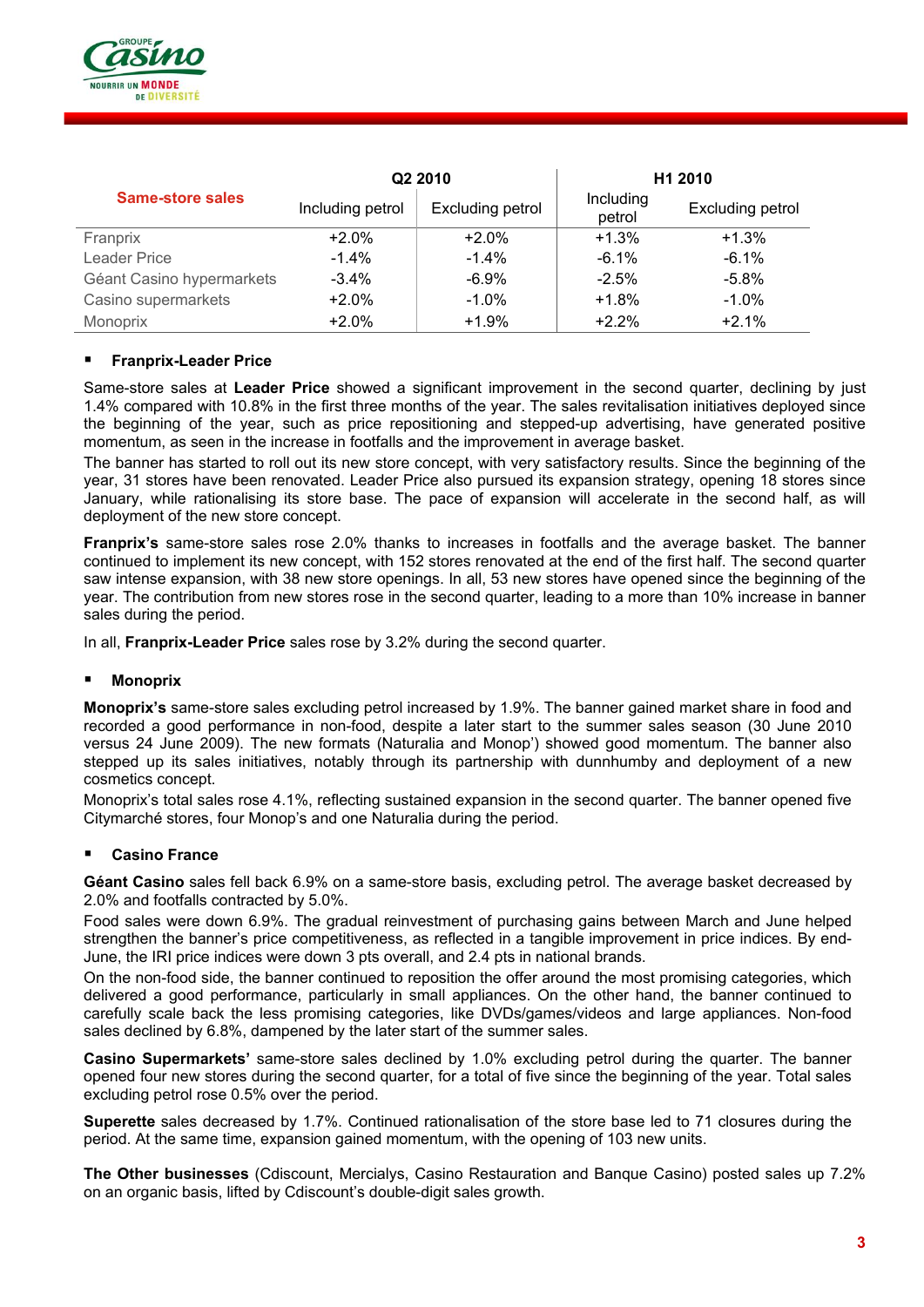| Same-store sales | Q2 2010 | | H1 2010 | |
|---|---|---|---|---|
| | Including petrol | Excluding petrol | Including petrol | Excluding petrol |
| Franprix | +2.0% | +2.0% | +1.3% | +1.3% |
| Leader Price | -1.4% | -1.4% | -6.1% | -6.1% |
| Géant Casino hypermarkets | -3.4% | -6.9% | -2.5% | -5.8% |
| Casino supermarkets | +2.0% | -1.0% | +1.8% | -1.0% |
| Monoprix | +2.0% | +1.9% | +2.2% | +2.1% |

- **Franprix-Leader Price**

Same-store sales at **Leader Price** showed a significant improvement in the second quarter, declining by just 1.4% compared with 10.8% in the first three months of the year. The sales revitalisation initiatives deployed since the beginning of the year, such as price repositioning and stepped-up advertising, have generated positive momentum, as seen in the increase in footfalls and the improvement in average basket.

The banner has started to roll out its new store concept, with very satisfactory results. Since the beginning of the year, 31 stores have been renovated. Leader Price also pursued its expansion strategy, opening 18 stores since January, while rationalising its store base. The pace of expansion will accelerate in the second half, as will deployment of the new store concept.

**Franprix's** same-store sales rose 2.0% thanks to increases in footfalls and the average basket. The banner continued to implement its new concept, with 152 stores renovated at the end of the first half. The second quarter saw intense expansion, with 38 new store openings. In all, 53 new stores have opened since the beginning of the year. The contribution from new stores rose in the second quarter, leading to a more than 10% increase in banner sales during the period.

In all, **Franprix-Leader Price** sales rose by 3.2% during the second quarter.

- **Monoprix**

**Monoprix's** same-store sales excluding petrol increased by 1.9%. The banner gained market share in food and recorded a good performance in non-food, despite a later start to the summer sales season (30 June 2010 versus 24 June 2009). The new formats (Naturalia and Monop') showed good momentum. The banner also stepped up its sales initiatives, notably through its partnership with dunnhumby and deployment of a new cosmetics concept.

Monoprix's total sales rose 4.1%, reflecting sustained expansion in the second quarter. The banner opened five Citymarché stores, four Monop's and one Naturalia during the period.

- **Casino France**

**Géant Casino** sales fell back 6.9% on a same-store basis, excluding petrol. The average basket decreased by 2.0% and footfalls contracted by 5.0%.

Food sales were down 6.9%. The gradual reinvestment of purchasing gains between March and June helped strengthen the banner's price competitiveness, as reflected in a tangible improvement in price indices. By end-June, the IRI price indices were down 3 pts overall, and 2.4 pts in national brands.

On the non-food side, the banner continued to reposition the offer around the most promising categories, which delivered a good performance, particularly in small appliances. On the other hand, the banner continued to carefully scale back the less promising categories, like DVDs/games/videos and large appliances. Non-food sales declined by 6.8%, dampened by the later start of the summer sales.

**Casino Supermarkets'** same-store sales declined by 1.0% excluding petrol during the quarter. The banner opened four new stores during the second quarter, for a total of five since the beginning of the year. Total sales excluding petrol rose 0.5% over the period.

**Superette** sales decreased by 1.7%. Continued rationalisation of the store base led to 71 closures during the period. At the same time, expansion gained momentum, with the opening of 103 new units.

**The Other businesses** (Cdiscount, Mercialys, Casino Restauration and Banque Casino) posted sales up 7.2% on an organic basis, lifted by Cdiscount's double-digit sales growth.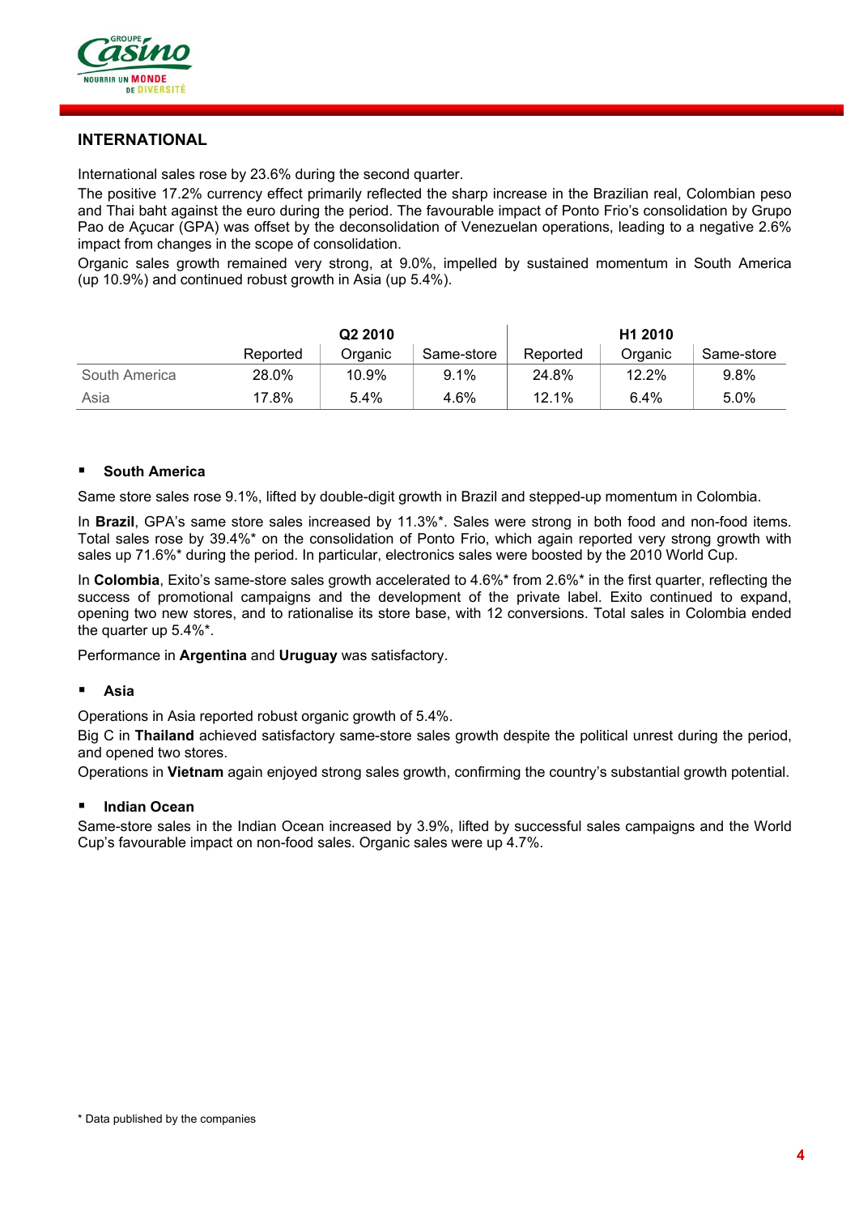## INTERNATIONAL

International sales rose by 23.6% during the second quarter.

The positive 17.2% currency effect primarily reflected the sharp increase in the Brazilian real, Colombian peso and Thai baht against the euro during the period. The favourable impact of Ponto Frio's consolidation by Grupo Pao de Açucar (GPA) was offset by the deconsolidation of Venezuelan operations, leading to a negative 2.6% impact from changes in the scope of consolidation.

Organic sales growth remained very strong, at 9.0%, impelled by sustained momentum in South America (up 10.9%) and continued robust growth in Asia (up 5.4%).

| | Q2 2010 | | | H1 2010 | | |
|---|---|---|---|---|---|---|
| | Reported | Organic | Same-store | Reported | Organic | Same-store |
| South America | 28.0% | 10.9% | 9.1% | 24.8% | 12.2% | 9.8% |
| Asia | 17.8% | 5.4% | 4.6% | 12.1% | 6.4% | 5.0% |

- **South America**

Same store sales rose 9.1%, lifted by double-digit growth in Brazil and stepped-up momentum in Colombia.

In **Brazil**, GPA's same store sales increased by 11.3%*. Sales were strong in both food and non-food items. Total sales rose by 39.4%* on the consolidation of Ponto Frio, which again reported very strong growth with sales up 71.6%* during the period. In particular, electronics sales were boosted by the 2010 World Cup.

In **Colombia**, Exito's same-store sales growth accelerated to 4.6%* from 2.6%* in the first quarter, reflecting the success of promotional campaigns and the development of the private label. Exito continued to expand, opening two new stores, and to rationalise its store base, with 12 conversions. Total sales in Colombia ended the quarter up 5.4%*.

Performance in **Argentina** and **Uruguay** was satisfactory.

- **Asia**

Operations in Asia reported robust organic growth of 5.4%.

Big C in **Thailand** achieved satisfactory same-store sales growth despite the political unrest during the period, and opened two stores.

Operations in **Vietnam** again enjoyed strong sales growth, confirming the country's substantial growth potential.

- **Indian Ocean**

Same-store sales in the Indian Ocean increased by 3.9%, lifted by successful sales campaigns and the World Cup's favourable impact on non-food sales. Organic sales were up 4.7%.

\* Data published by the companies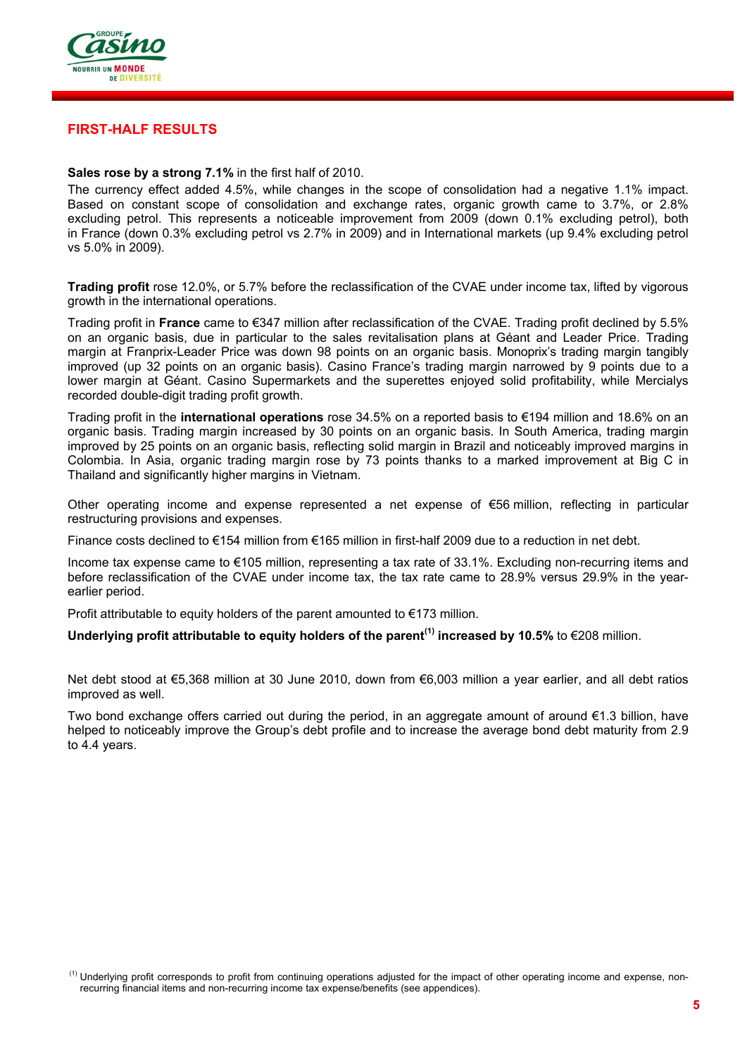## FIRST-HALF RESULTS

**Sales rose by a strong 7.1%** in the first half of 2010.

The currency effect added 4.5%, while changes in the scope of consolidation had a negative 1.1% impact. Based on constant scope of consolidation and exchange rates, organic growth came to 3.7%, or 2.8% excluding petrol. This represents a noticeable improvement from 2009 (down 0.1% excluding petrol), both in France (down 0.3% excluding petrol vs 2.7% in 2009) and in International markets (up 9.4% excluding petrol vs 5.0% in 2009).

**Trading profit** rose 12.0%, or 5.7% before the reclassification of the CVAE under income tax, lifted by vigorous growth in the international operations.

Trading profit in **France** came to €347 million after reclassification of the CVAE. Trading profit declined by 5.5% on an organic basis, due in particular to the sales revitalisation plans at Géant and Leader Price. Trading margin at Franprix-Leader Price was down 98 points on an organic basis. Monoprix's trading margin tangibly improved (up 32 points on an organic basis). Casino France's trading margin narrowed by 9 points due to a lower margin at Géant. Casino Supermarkets and the superettes enjoyed solid profitability, while Mercialys recorded double-digit trading profit growth.

Trading profit in the **international operations** rose 34.5% on a reported basis to €194 million and 18.6% on an organic basis. Trading margin increased by 30 points on an organic basis. In South America, trading margin improved by 25 points on an organic basis, reflecting solid margin in Brazil and noticeably improved margins in Colombia. In Asia, organic trading margin rose by 73 points thanks to a marked improvement at Big C in Thailand and significantly higher margins in Vietnam.

Other operating income and expense represented a net expense of €56 million, reflecting in particular restructuring provisions and expenses.

Finance costs declined to €154 million from €165 million in first-half 2009 due to a reduction in net debt.

Income tax expense came to €105 million, representing a tax rate of 33.1%. Excluding non-recurring items and before reclassification of the CVAE under income tax, the tax rate came to 28.9% versus 29.9% in the year-earlier period.

Profit attributable to equity holders of the parent amounted to €173 million.

**Underlying profit attributable to equity holders of the parent[1] increased by 10.5%** to €208 million.

Net debt stood at €5,368 million at 30 June 2010, down from €6,003 million a year earlier, and all debt ratios improved as well.

Two bond exchange offers carried out during the period, in an aggregate amount of around €1.3 billion, have helped to noticeably improve the Group's debt profile and to increase the average bond debt maturity from 2.9 to 4.4 years.

[1] Underlying profit corresponds to profit from continuing operations adjusted for the impact of other operating income and expense, non-recurring financial items and non-recurring income tax expense/benefits (see appendices).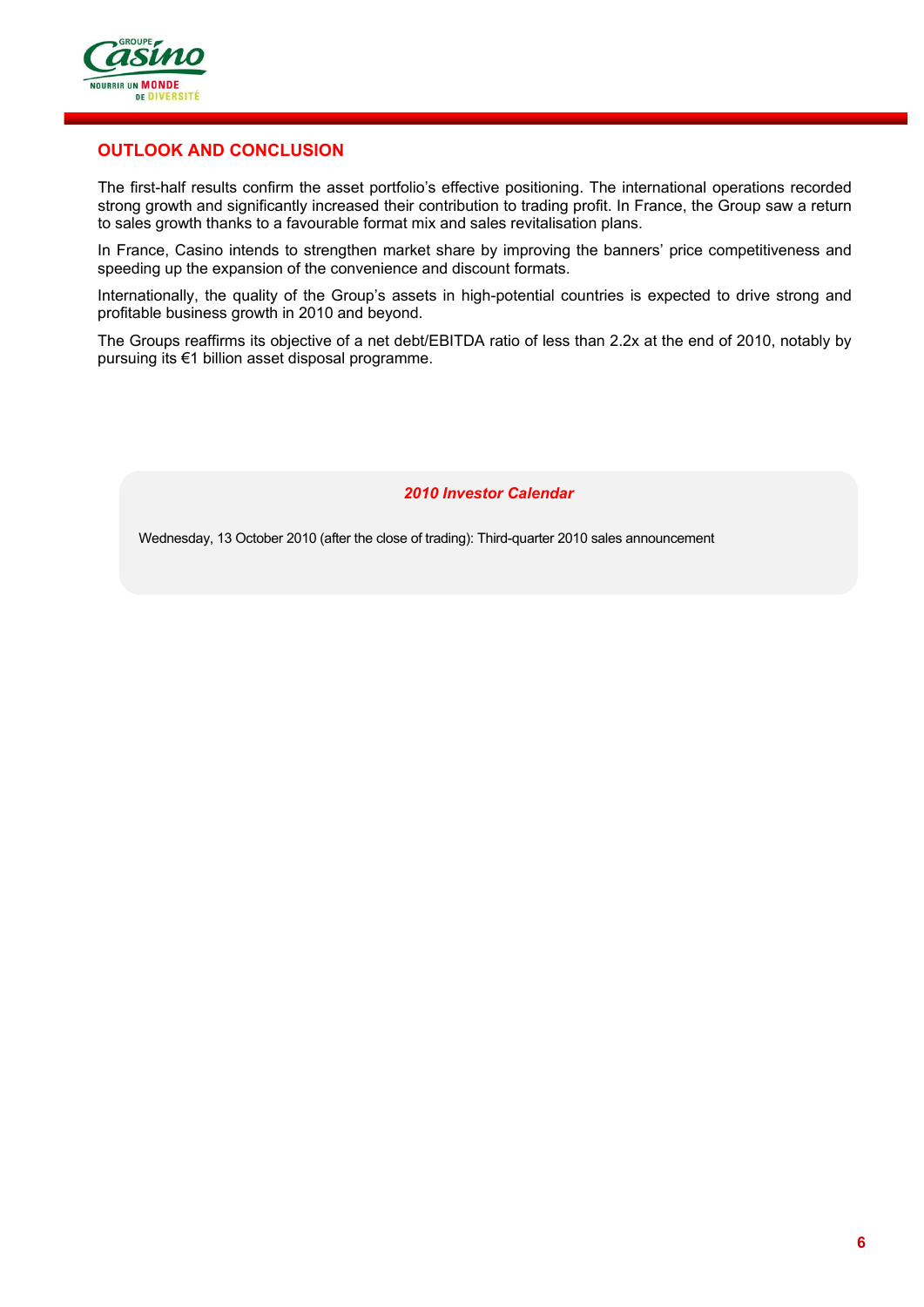## OUTLOOK AND CONCLUSION

The first-half results confirm the asset portfolio's effective positioning. The international operations recorded strong growth and significantly increased their contribution to trading profit. In France, the Group saw a return to sales growth thanks to a favourable format mix and sales revitalisation plans.

In France, Casino intends to strengthen market share by improving the banners' price competitiveness and speeding up the expansion of the convenience and discount formats.

Internationally, the quality of the Group's assets in high-potential countries is expected to drive strong and profitable business growth in 2010 and beyond.

The Groups reaffirms its objective of a net debt/EBITDA ratio of less than 2.2x at the end of 2010, notably by pursuing its €1 billion asset disposal programme.

***2010 Investor Calendar***

Wednesday, 13 October 2010 (after the close of trading): Third-quarter 2010 sales announcement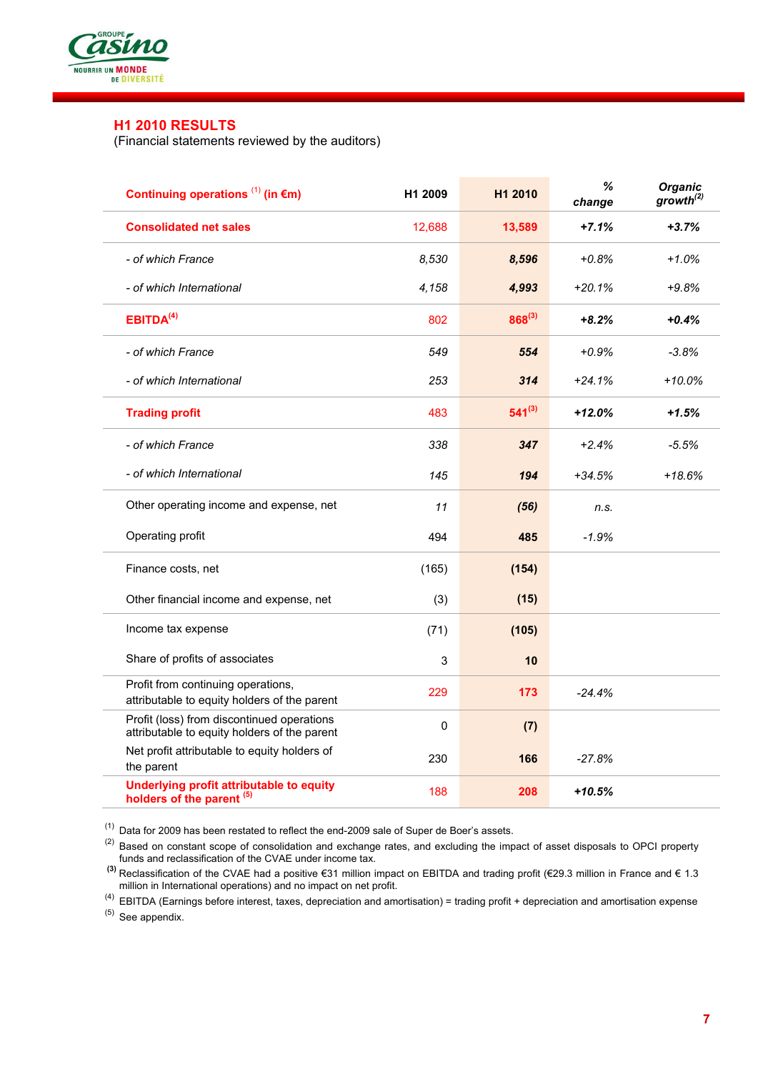## H1 2010 RESULTS

(Financial statements reviewed by the auditors)

| Continuing operations [1] (in €m) | H1 2009 | H1 2010 | % change | Organic growth[2] |
|---|---|---|---|---|
| **Consolidated net sales** | 12,688 | **13,589** | ***+7.1%*** | ***+3.7%*** |
| *- of which France* | *8,530* | ***8,596*** | *+0.8%* | *+1.0%* |
| *- of which International* | *4,158* | ***4,993*** | *+20.1%* | *+9.8%* |
| **EBITDA[4]** | 802 | **868[3]** | ***+8.2%*** | ***+0.4%*** |
| *- of which France* | *549* | ***554*** | *+0.9%* | *-3.8%* |
| *- of which International* | *253* | ***314*** | *+24.1%* | *+10.0%* |
| **Trading profit** | 483 | **541[3]** | ***+12.0%*** | ***+1.5%*** |
| *- of which France* | *338* | ***347*** | *+2.4%* | *-5.5%* |
| *- of which International* | *145* | ***194*** | *+34.5%* | *+18.6%* |
| Other operating income and expense, net | *11* | ***(56)*** | *n.s.* | |
| Operating profit | 494 | **485** | *-1.9%* | |
| Finance costs, net | (165) | **(154)** | | |
| Other financial income and expense, net | (3) | **(15)** | | |
| Income tax expense | (71) | **(105)** | | |
| Share of profits of associates | 3 | **10** | | |
| Profit from continuing operations, attributable to equity holders of the parent | 229 | **173** | *-24.4%* | |
| Profit (loss) from discontinued operations attributable to equity holders of the parent | 0 | **(7)** | | |
| Net profit attributable to equity holders of the parent | 230 | **166** | *-27.8%* | |
| **Underlying profit attributable to equity holders of the parent [5]** | 188 | **208** | ***+10.5%*** | |

[1] Data for 2009 has been restated to reflect the end-2009 sale of Super de Boer's assets.

[2] Based on constant scope of consolidation and exchange rates, and excluding the impact of asset disposals to OPCI property funds and reclassification of the CVAE under income tax.

[3] Reclassification of the CVAE had a positive €31 million impact on EBITDA and trading profit (€29.3 million in France and € 1.3 million in International operations) and no impact on net profit.

[4] EBITDA (Earnings before interest, taxes, depreciation and amortisation) = trading profit + depreciation and amortisation expense

[5] See appendix.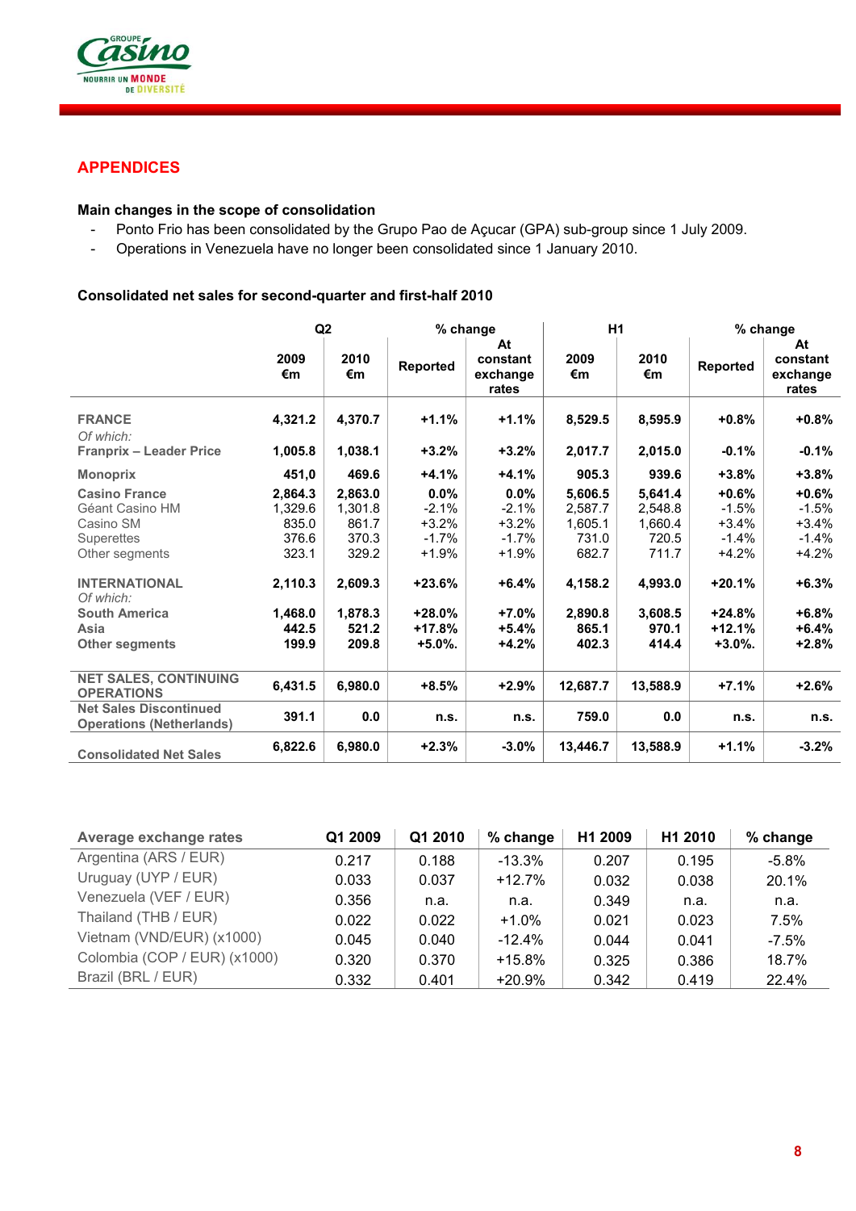## APPENDICES

### Main changes in the scope of consolidation

- Ponto Frio has been consolidated by the Grupo Pao de Açucar (GPA) sub-group since 1 July 2009.
- Operations in Venezuela have no longer been consolidated since 1 January 2010.

### Consolidated net sales for second-quarter and first-half 2010

| | Q2 | | % change | | H1 | | % change | |
|---|---|---|---|---|---|---|---|---|
| | 2009 €m | 2010 €m | Reported | At constant exchange rates | 2009 €m | 2010 €m | Reported | At constant exchange rates |
| **FRANCE** | **4,321.2** | **4,370.7** | **+1.1%** | **+1.1%** | **8,529.5** | **8,595.9** | **+0.8%** | **+0.8%** |
| *Of which:* | | | | | | | | |
| **Franprix – Leader Price** | **1,005.8** | **1,038.1** | **+3.2%** | **+3.2%** | **2,017.7** | **2,015.0** | **-0.1%** | **-0.1%** |
| **Monoprix** | **451,0** | **469.6** | **+4.1%** | **+4.1%** | **905.3** | **939.6** | **+3.8%** | **+3.8%** |
| **Casino France** | **2,864.3** | **2,863.0** | **0.0%** | **0.0%** | **5,606.5** | **5,641.4** | **+0.6%** | **+0.6%** |
| Géant Casino HM | 1,329.6 | 1,301.8 | -2.1% | -2.1% | 2,587.7 | 2,548.8 | -1.5% | -1.5% |
| Casino SM | 835.0 | 861.7 | +3.2% | +3.2% | 1,605.1 | 1,660.4 | +3.4% | +3.4% |
| Superettes | 376.6 | 370.3 | -1.7% | -1.7% | 731.0 | 720.5 | -1.4% | -1.4% |
| Other segments | 323.1 | 329.2 | +1.9% | +1.9% | 682.7 | 711.7 | +4.2% | +4.2% |
| **INTERNATIONAL** | **2,110.3** | **2,609.3** | **+23.6%** | **+6.4%** | **4,158.2** | **4,993.0** | **+20.1%** | **+6.3%** |
| *Of which:* | | | | | | | | |
| **South America** | **1,468.0** | **1,878.3** | **+28.0%** | **+7.0%** | **2,890.8** | **3,608.5** | **+24.8%** | **+6.8%** |
| **Asia** | **442.5** | **521.2** | **+17.8%** | **+5.4%** | **865.1** | **970.1** | **+12.1%** | **+6.4%** |
| **Other segments** | **199.9** | **209.8** | **+5.0%.** | **+4.2%** | **402.3** | **414.4** | **+3.0%.** | **+2.8%** |
| **NET SALES, CONTINUING OPERATIONS** | **6,431.5** | **6,980.0** | **+8.5%** | **+2.9%** | **12,687.7** | **13,588.9** | **+7.1%** | **+2.6%** |
| **Net Sales Discontinued Operations (Netherlands)** | **391.1** | **0.0** | **n.s.** | **n.s.** | **759.0** | **0.0** | **n.s.** | **n.s.** |
| **Consolidated Net Sales** | **6,822.6** | **6,980.0** | **+2.3%** | **-3.0%** | **13,446.7** | **13,588.9** | **+1.1%** | **-3.2%** |

| Average exchange rates | Q1 2009 | Q1 2010 | % change | H1 2009 | H1 2010 | % change |
|---|---|---|---|---|---|---|
| Argentina (ARS / EUR) | 0.217 | 0.188 | -13.3% | 0.207 | 0.195 | -5.8% |
| Uruguay (UYP / EUR) | 0.033 | 0.037 | +12.7% | 0.032 | 0.038 | 20.1% |
| Venezuela (VEF / EUR) | 0.356 | n.a. | n.a. | 0.349 | n.a. | n.a. |
| Thailand (THB / EUR) | 0.022 | 0.022 | +1.0% | 0.021 | 0.023 | 7.5% |
| Vietnam (VND/EUR) (x1000) | 0.045 | 0.040 | -12.4% | 0.044 | 0.041 | -7.5% |
| Colombia (COP / EUR) (x1000) | 0.320 | 0.370 | +15.8% | 0.325 | 0.386 | 18.7% |
| Brazil (BRL / EUR) | 0.332 | 0.401 | +20.9% | 0.342 | 0.419 | 22.4% |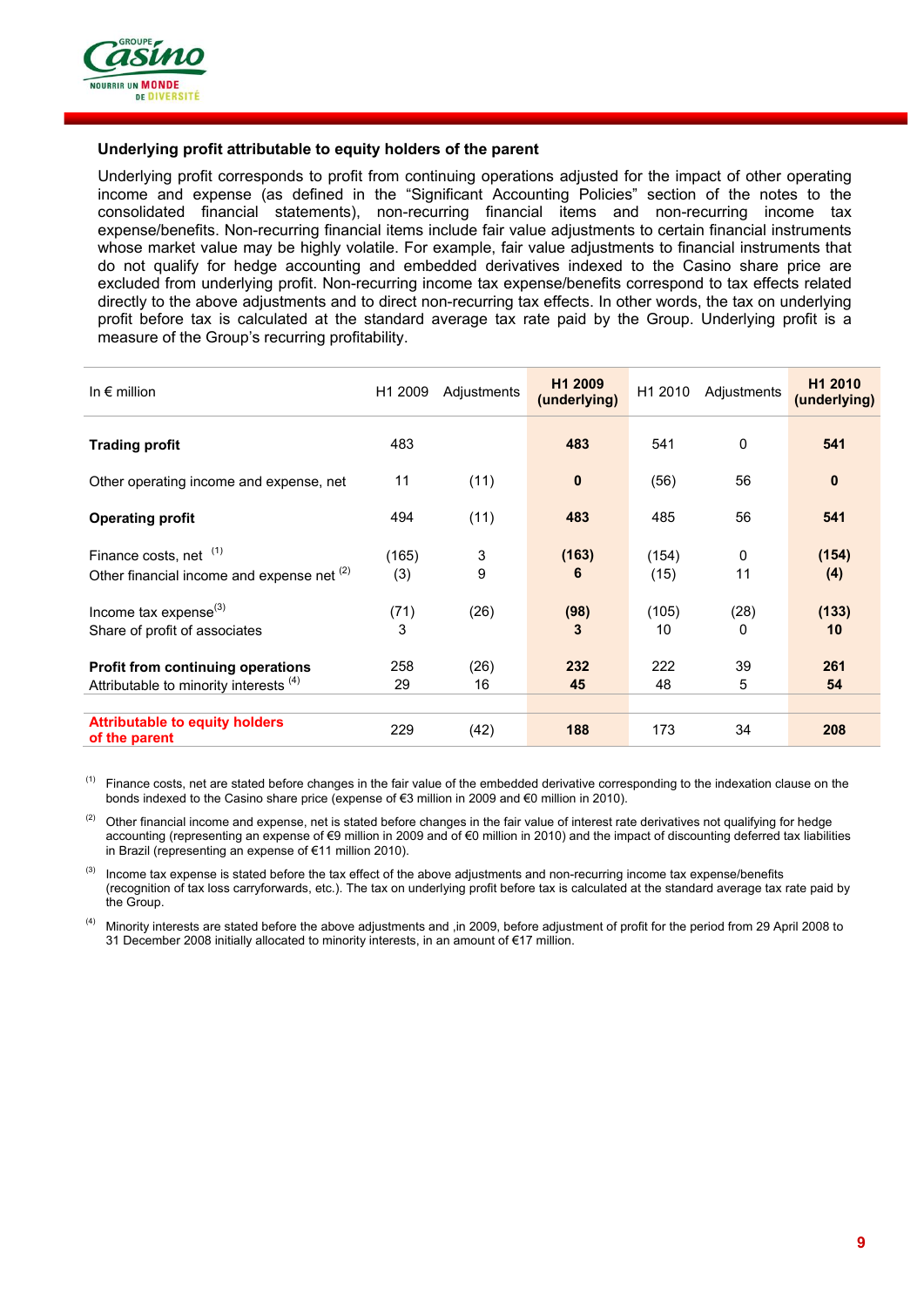### Underlying profit attributable to equity holders of the parent

Underlying profit corresponds to profit from continuing operations adjusted for the impact of other operating income and expense (as defined in the "Significant Accounting Policies" section of the notes to the consolidated financial statements), non-recurring financial items and non-recurring income tax expense/benefits. Non-recurring financial items include fair value adjustments to certain financial instruments whose market value may be highly volatile. For example, fair value adjustments to financial instruments that do not qualify for hedge accounting and embedded derivatives indexed to the Casino share price are excluded from underlying profit. Non-recurring income tax expense/benefits correspond to tax effects related directly to the above adjustments and to direct non-recurring tax effects. In other words, the tax on underlying profit before tax is calculated at the standard average tax rate paid by the Group. Underlying profit is a measure of the Group's recurring profitability.

| In € million | H1 2009 | Adjustments | **H1 2009 (underlying)** | H1 2010 | Adjustments | **H1 2010 (underlying)** |
|---|---|---|---|---|---|---|
| **Trading profit** | 483 | | **483** | 541 | 0 | **541** |
| Other operating income and expense, net | 11 | (11) | **0** | (56) | 56 | **0** |
| **Operating profit** | 494 | (11) | **483** | 485 | 56 | **541** |
| Finance costs, net [(1)] | (165) | 3 | **(163)** | (154) | 0 | **(154)** |
| Other financial income and expense net [(2)] | (3) | 9 | **6** | (15) | 11 | **(4)** |
| Income tax expense[(3)] | (71) | (26) | **(98)** | (105) | (28) | **(133)** |
| Share of profit of associates | 3 | | **3** | 10 | 0 | **10** |
| **Profit from continuing operations** | 258 | (26) | **232** | 222 | 39 | **261** |
| Attributable to minority interests [(4)] | 29 | 16 | **45** | 48 | 5 | **54** |
| **Attributable to equity holders of the parent** | 229 | (42) | **188** | 173 | 34 | **208** |

(1) Finance costs, net are stated before changes in the fair value of the embedded derivative corresponding to the indexation clause on the bonds indexed to the Casino share price (expense of €3 million in 2009 and €0 million in 2010).

(2) Other financial income and expense, net is stated before changes in the fair value of interest rate derivatives not qualifying for hedge accounting (representing an expense of €9 million in 2009 and of €0 million in 2010) and the impact of discounting deferred tax liabilities in Brazil (representing an expense of €11 million 2010).

(3) Income tax expense is stated before the tax effect of the above adjustments and non-recurring income tax expense/benefits (recognition of tax loss carryforwards, etc.). The tax on underlying profit before tax is calculated at the standard average tax rate paid by the Group.

(4) Minority interests are stated before the above adjustments and ,in 2009, before adjustment of profit for the period from 29 April 2008 to 31 December 2008 initially allocated to minority interests, in an amount of €17 million.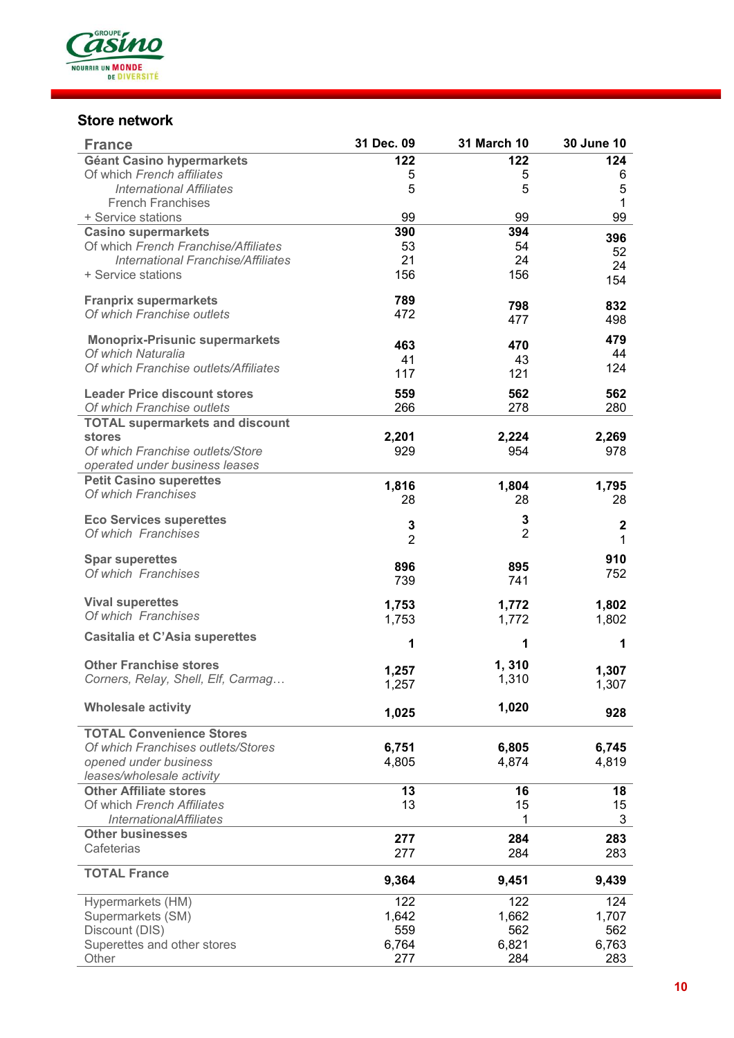## Store network

| France | 31 Dec. 09 | 31 March 10 | 30 June 10 |
|---|---|---|---|
| **Géant Casino hypermarkets** | **122** | **122** | **124** |
| Of which *French affiliates* | 5 | 5 | 6 |
| *International Affiliates* | 5 | 5 | 5 |
| French Franchises | | | 1 |
| + Service stations | 99 | 99 | 99 |
| **Casino supermarkets** | **390** | **394** | **396** |
| Of which *French Franchise/Affiliates* | 53 | 54 | 52 |
| *International Franchise/Affiliates* | 21 | 24 | 24 |
| + Service stations | 156 | 156 | 154 |
| **Franprix supermarkets** | **789** | **798** | **832** |
| *Of which Franchise outlets* | 472 | 477 | 498 |
| **Monoprix-Prisunic supermarkets** | **463** | **470** | **479** |
| *Of which Naturalia* | 41 | 43 | 44 |
| *Of which Franchise outlets/Affiliates* | 117 | 121 | 124 |
| **Leader Price discount stores** | **559** | **562** | **562** |
| *Of which Franchise outlets* | 266 | 278 | 280 |
| **TOTAL supermarkets and discount stores** | **2,201** | **2,224** | **2,269** |
| *Of which Franchise outlets/Store operated under business leases* | 929 | 954 | 978 |
| **Petit Casino superettes** | **1,816** | **1,804** | **1,795** |
| *Of which Franchises* | 28 | 28 | 28 |
| **Eco Services superettes** | **3** | **3** | **2** |
| *Of which Franchises* | 2 | 2 | 1 |
| **Spar superettes** | **896** | **895** | **910** |
| *Of which Franchises* | 739 | 741 | 752 |
| **Vival superettes** | **1,753** | **1,772** | **1,802** |
| *Of which Franchises* | 1,753 | 1,772 | 1,802 |
| **Casitalia et C'Asia superettes** | **1** | **1** | **1** |
| **Other Franchise stores** | **1,257** | **1, 310** | **1,307** |
| *Corners, Relay, Shell, Elf, Carmag…* | 1,257 | 1,310 | 1,307 |
| **Wholesale activity** | **1,025** | **1,020** | **928** |
| **TOTAL Convenience Stores** | **6,751** | **6,805** | **6,745** |
| *Of which Franchises outlets/Stores opened under business leases/wholesale activity* | 4,805 | 4,874 | 4,819 |
| **Other Affiliate stores** | **13** | **16** | **18** |
| Of which *French Affiliates* | 13 | 15 | 15 |
| *InternationalAffiliates* | | 1 | 3 |
| **Other businesses** | **277** | **284** | **283** |
| Cafeterias | 277 | 284 | 283 |
| **TOTAL France** | **9,364** | **9,451** | **9,439** |
| Hypermarkets (HM) | 122 | 122 | 124 |
| Supermarkets (SM) | 1,642 | 1,662 | 1,707 |
| Discount (DIS) | 559 | 562 | 562 |
| Superettes and other stores | 6,764 | 6,821 | 6,763 |
| Other | 277 | 284 | 283 |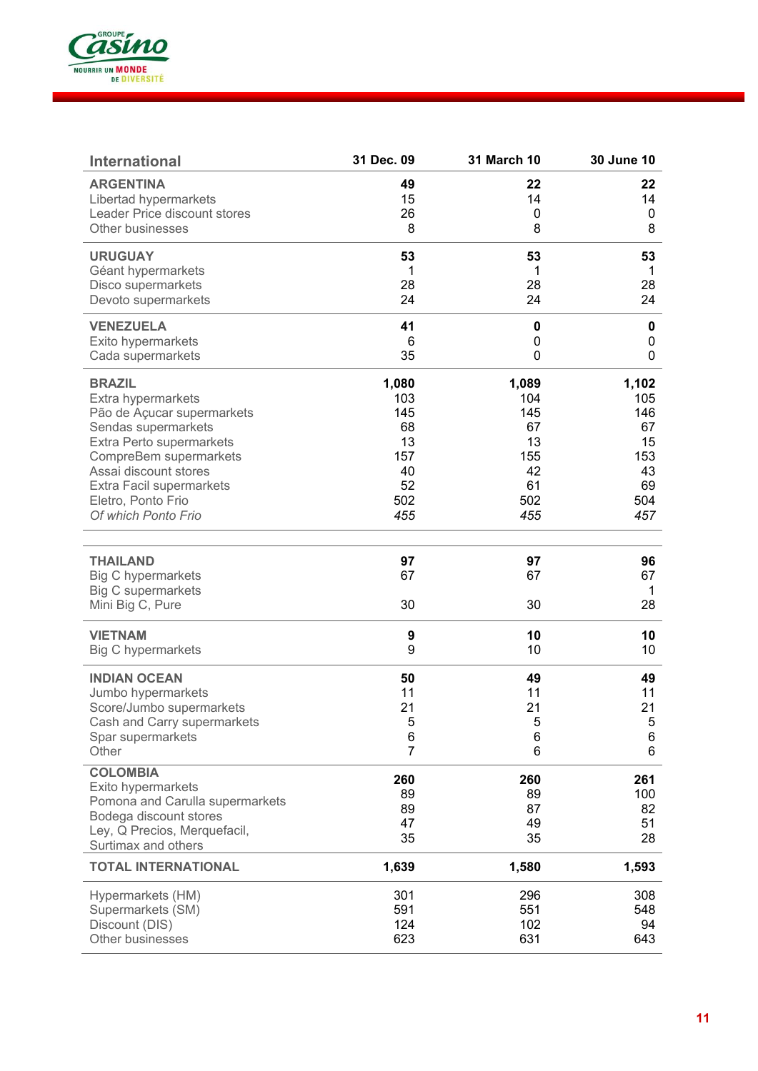| International | 31 Dec. 09 | 31 March 10 | 30 June 10 |
|---|---|---|---|
| **ARGENTINA** | **49** | **22** | **22** |
| Libertad hypermarkets | 15 | 14 | 14 |
| Leader Price discount stores | 26 | 0 | 0 |
| Other businesses | 8 | 8 | 8 |
| **URUGUAY** | **53** | **53** | **53** |
| Géant hypermarkets | 1 | 1 | 1 |
| Disco supermarkets | 28 | 28 | 28 |
| Devoto supermarkets | 24 | 24 | 24 |
| **VENEZUELA** | **41** | **0** | **0** |
| Exito hypermarkets | 6 | 0 | 0 |
| Cada supermarkets | 35 | 0 | 0 |
| **BRAZIL** | **1,080** | **1,089** | **1,102** |
| Extra hypermarkets | 103 | 104 | 105 |
| Pão de Açucar supermarkets | 145 | 145 | 146 |
| Sendas supermarkets | 68 | 67 | 67 |
| Extra Perto supermarkets | 13 | 13 | 15 |
| CompreBem supermarkets | 157 | 155 | 153 |
| Assai discount stores | 40 | 42 | 43 |
| Extra Facil supermarkets | 52 | 61 | 69 |
| Eletro, Ponto Frio | 502 | 502 | 504 |
| *Of which Ponto Frio* | *455* | *455* | *457* |
| **THAILAND** | **97** | **97** | **96** |
| Big C hypermarkets | 67 | 67 | 67 |
| Big C supermarkets | | | 1 |
| Mini Big C, Pure | 30 | 30 | 28 |
| **VIETNAM** | **9** | **10** | **10** |
| Big C hypermarkets | 9 | 10 | 10 |
| **INDIAN OCEAN** | **50** | **49** | **49** |
| Jumbo hypermarkets | 11 | 11 | 11 |
| Score/Jumbo supermarkets | 21 | 21 | 21 |
| Cash and Carry supermarkets | 5 | 5 | 5 |
| Spar supermarkets | 6 | 6 | 6 |
| Other | 7 | 6 | 6 |
| **COLOMBIA** | **260** | **260** | **261** |
| Exito hypermarkets | 89 | 89 | 100 |
| Pomona and Carulla supermarkets | 89 | 87 | 82 |
| Bodega discount stores | 47 | 49 | 51 |
| Ley, Q Precios, Merquefacil, Surtimax and others | 35 | 35 | 28 |
| **TOTAL INTERNATIONAL** | **1,639** | **1,580** | **1,593** |
| Hypermarkets (HM) | 301 | 296 | 308 |
| Supermarkets (SM) | 591 | 551 | 548 |
| Discount (DIS) | 124 | 102 | 94 |
| Other businesses | 623 | 631 | 643 |